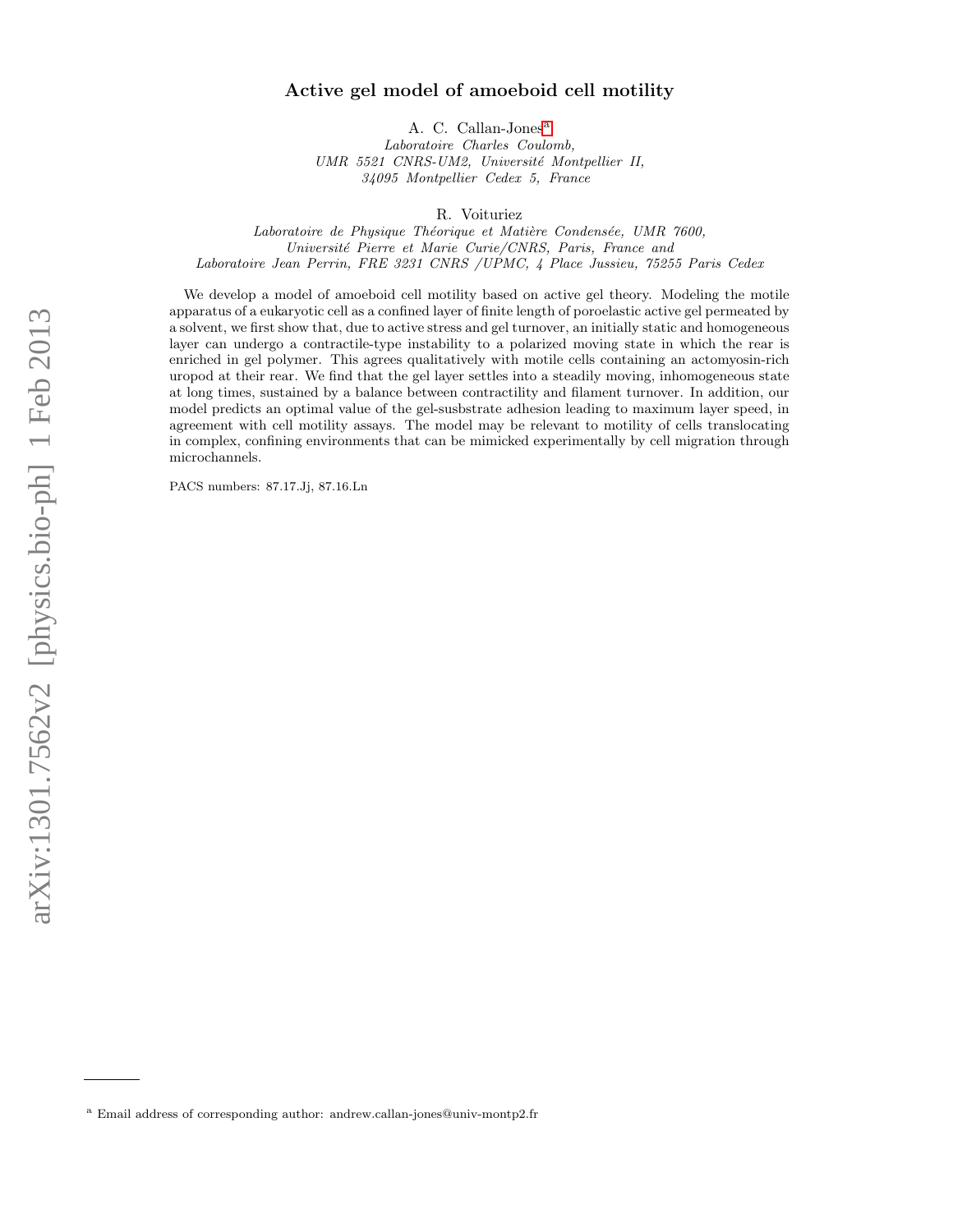# Active gel model of amoeboid cell motility

A. C. Callan-Jones[a]

*Laboratoire Charles Coulomb,*
*UMR 5521 CNRS-UM2, Université Montpellier II,*
*34095 Montpellier Cedex 5, France*

R. Voituriez

*Laboratoire de Physique Théorique et Matière Condensée, UMR 7600,*
*Université Pierre et Marie Curie/CNRS, Paris, France and*
*Laboratoire Jean Perrin, FRE 3231 CNRS /UPMC, 4 Place Jussieu, 75255 Paris Cedex*

We develop a model of amoeboid cell motility based on active gel theory. Modeling the motile apparatus of a eukaryotic cell as a confined layer of finite length of poroelastic active gel permeated by a solvent, we first show that, due to active stress and gel turnover, an initially static and homogeneous layer can undergo a contractile-type instability to a polarized moving state in which the rear is enriched in gel polymer. This agrees qualitatively with motile cells containing an actomyosin-rich uropod at their rear. We find that the gel layer settles into a steadily moving, inhomogeneous state at long times, sustained by a balance between contractility and filament turnover. In addition, our model predicts an optimal value of the gel-susbstrate adhesion leading to maximum layer speed, in agreement with cell motility assays. The model may be relevant to motility of cells translocating in complex, confining environments that can be mimicked experimentally by cell migration through microchannels.

PACS numbers: 87.17.Jj, 87.16.Ln

[a] Email address of corresponding author: andrew.callan-jones@univ-montp2.fr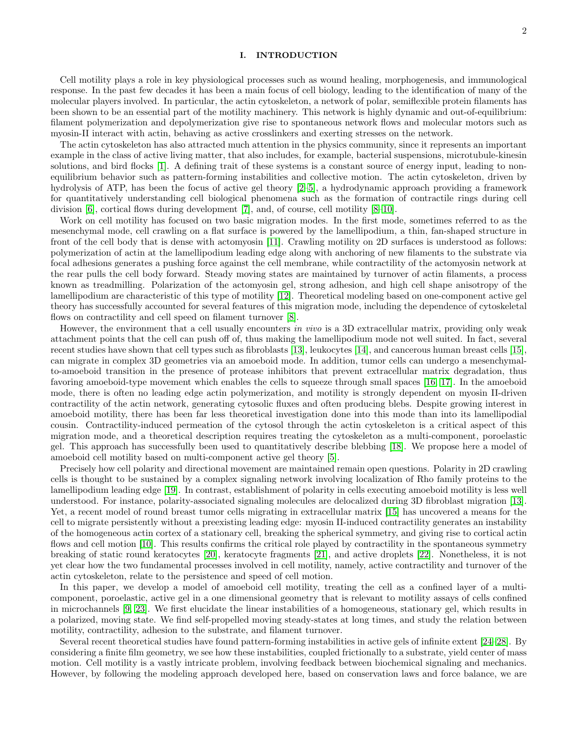## I. INTRODUCTION

Cell motility plays a role in key physiological processes such as wound healing, morphogenesis, and immunological response. In the past few decades it has been a main focus of cell biology, leading to the identification of many of the molecular players involved. In particular, the actin cytoskeleton, a network of polar, semiflexible protein filaments has been shown to be an essential part of the motility machinery. This network is highly dynamic and out-of-equilibrium: filament polymerization and depolymerization give rise to spontaneous network flows and molecular motors such as myosin-II interact with actin, behaving as active crosslinkers and exerting stresses on the network.

The actin cytoskeleton has also attracted much attention in the physics community, since it represents an important example in the class of active living matter, that also includes, for example, bacterial suspensions, microtubule-kinesin solutions, and bird flocks [1]. A defining trait of these systems is a constant source of energy input, leading to non-equilibrium behavior such as pattern-forming instabilities and collective motion. The actin cytoskeleton, driven by hydrolysis of ATP, has been the focus of active gel theory [2–5], a hydrodynamic approach providing a framework for quantitatively understanding cell biological phenomena such as the formation of contractile rings during cell division [6], cortical flows during development [7], and, of course, cell motility [8–10].

Work on cell motility has focused on two basic migration modes. In the first mode, sometimes referred to as the mesenchymal mode, cell crawling on a flat surface is powered by the lamellipodium, a thin, fan-shaped structure in front of the cell body that is dense with actomyosin [11]. Crawling motility on 2D surfaces is understood as follows: polymerization of actin at the lamellipodium leading edge along with anchoring of new filaments to the substrate via focal adhesions generates a pushing force against the cell membrane, while contractility of the actomyosin network at the rear pulls the cell body forward. Steady moving states are maintained by turnover of actin filaments, a process known as treadmilling. Polarization of the actomyosin gel, strong adhesion, and high cell shape anisotropy of the lamellipodium are characteristic of this type of motility [12]. Theoretical modeling based on one-component active gel theory has successfully accounted for several features of this migration mode, including the dependence of cytoskeletal flows on contractility and cell speed on filament turnover [8].

However, the environment that a cell usually encounters *in vivo* is a 3D extracellular matrix, providing only weak attachment points that the cell can push off of, thus making the lamellipodium mode not well suited. In fact, several recent studies have shown that cell types such as fibroblasts [13], leukocytes [14], and cancerous human breast cells [15], can migrate in complex 3D geometries via an amoeboid mode. In addition, tumor cells can undergo a mesenchymal-to-amoeboid transition in the presence of protease inhibitors that prevent extracellular matrix degradation, thus favoring amoeboid-type movement which enables the cells to squeeze through small spaces [16, 17]. In the amoeboid mode, there is often no leading edge actin polymerization, and motility is strongly dependent on myosin II-driven contractility of the actin network, generating cytosolic fluxes and often producing blebs. Despite growing interest in amoeboid motility, there has been far less theoretical investigation done into this mode than into its lamellipodial cousin. Contractility-induced permeation of the cytosol through the actin cytoskeleton is a critical aspect of this migration mode, and a theoretical description requires treating the cytoskeleton as a multi-component, poroelastic gel. This approach has successfully been used to quantitatively describe blebbing [18]. We propose here a model of amoeboid cell motility based on multi-component active gel theory [5].

Precisely how cell polarity and directional movement are maintained remain open questions. Polarity in 2D crawling cells is thought to be sustained by a complex signaling network involving localization of Rho family proteins to the lamellipodium leading edge [19]. In contrast, establishment of polarity in cells executing amoeboid motility is less well understood. For instance, polarity-associated signaling molecules are delocalized during 3D fibroblast migration [13]. Yet, a recent model of round breast tumor cells migrating in extracellular matrix [15] has uncovered a means for the cell to migrate persistently without a preexisting leading edge: myosin II-induced contractility generates an instability of the homogeneous actin cortex of a stationary cell, breaking the spherical symmetry, and giving rise to cortical actin flows and cell motion [10]. This results confirms the critical role played by contractility in the spontaneous symmetry breaking of static round keratocytes [20], keratocyte fragments [21], and active droplets [22]. Nonetheless, it is not yet clear how the two fundamental processes involved in cell motility, namely, active contractility and turnover of the actin cytoskeleton, relate to the persistence and speed of cell motion.

In this paper, we develop a model of amoeboid cell motility, treating the cell as a confined layer of a multi-component, poroelastic, active gel in a one dimensional geometry that is relevant to motility assays of cells confined in microchannels [9, 23]. We first elucidate the linear instabilities of a homogeneous, stationary gel, which results in a polarized, moving state. We find self-propelled moving steady-states at long times, and study the relation between motility, contractility, adhesion to the substrate, and filament turnover.

Several recent theoretical studies have found pattern-forming instabilities in active gels of infinite extent [24–28]. By considering a finite film geometry, we see how these instabilities, coupled frictionally to a substrate, yield center of mass motion. Cell motility is a vastly intricate problem, involving feedback between biochemical signaling and mechanics. However, by following the modeling approach developed here, based on conservation laws and force balance, we are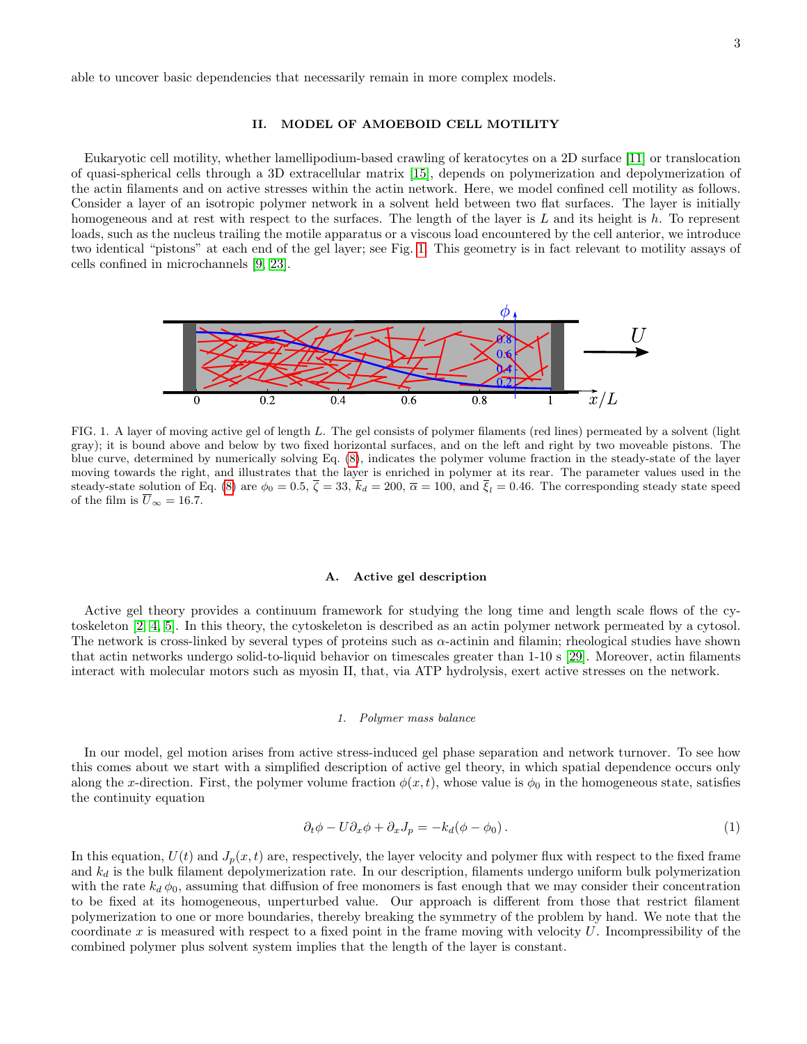able to uncover basic dependencies that necessarily remain in more complex models.

## II. MODEL OF AMOEBOID CELL MOTILITY

Eukaryotic cell motility, whether lamellipodium-based crawling of keratocytes on a 2D surface [11] or translocation of quasi-spherical cells through a 3D extracellular matrix [15], depends on polymerization and depolymerization of the actin filaments and on active stresses within the actin network. Here, we model confined cell motility as follows. Consider a layer of an isotropic polymer network in a solvent held between two flat surfaces. The layer is initially homogeneous and at rest with respect to the surfaces. The length of the layer is $L$ and its height is $h$. To represent loads, such as the nucleus trailing the motile apparatus or a viscous load encountered by the cell anterior, we introduce two identical "pistons" at each end of the gel layer; see Fig. 1. This geometry is in fact relevant to motility assays of cells confined in microchannels [9, 23].

FIG. 1. A layer of moving active gel of length $L$. The gel consists of polymer filaments (red lines) permeated by a solvent (light gray); it is bound above and below by two fixed horizontal surfaces, and on the left and right by two moveable pistons. The blue curve, determined by numerically solving Eq. (8), indicates the polymer volume fraction in the steady-state of the layer moving towards the right, and illustrates that the layer is enriched in polymer at its rear. The parameter values used in the steady-state solution of Eq. (8) are $\phi_0 = 0.5$, $\overline{\zeta} = 33$, $\overline{k}_d = 200$, $\overline{\alpha} = 100$, and $\overline{\xi}_l = 0.46$. The corresponding steady state speed of the film is $\overline{U}_\infty = 16.7$.

### A. Active gel description

Active gel theory provides a continuum framework for studying the long time and length scale flows of the cytoskeleton [2, 4, 5]. In this theory, the cytoskeleton is described as an actin polymer network permeated by a cytosol. The network is cross-linked by several types of proteins such as $\alpha$-actinin and filamin; rheological studies have shown that actin networks undergo solid-to-liquid behavior on timescales greater than 1-10 s [29]. Moreover, actin filaments interact with molecular motors such as myosin II, that, via ATP hydrolysis, exert active stresses on the network.

#### 1. Polymer mass balance

In our model, gel motion arises from active stress-induced gel phase separation and network turnover. To see how this comes about we start with a simplified description of active gel theory, in which spatial dependence occurs only along the $x$-direction. First, the polymer volume fraction $\phi(x, t)$, whose value is $\phi_0$ in the homogeneous state, satisfies the continuity equation

$$\partial_t \phi - U \partial_x \phi + \partial_x J_p = -k_d (\phi - \phi_0) \,. \tag{1}$$

In this equation, $U(t)$ and $J_p(x, t)$ are, respectively, the layer velocity and polymer flux with respect to the fixed frame and $k_d$ is the bulk filament depolymerization rate. In our description, filaments undergo uniform bulk polymerization with the rate $k_d \, \phi_0$, assuming that diffusion of free monomers is fast enough that we may consider their concentration to be fixed at its homogeneous, unperturbed value. Our approach is different from those that restrict filament polymerization to one or more boundaries, thereby breaking the symmetry of the problem by hand. We note that the coordinate $x$ is measured with respect to a fixed point in the frame moving with velocity $U$. Incompressibility of the combined polymer plus solvent system implies that the length of the layer is constant.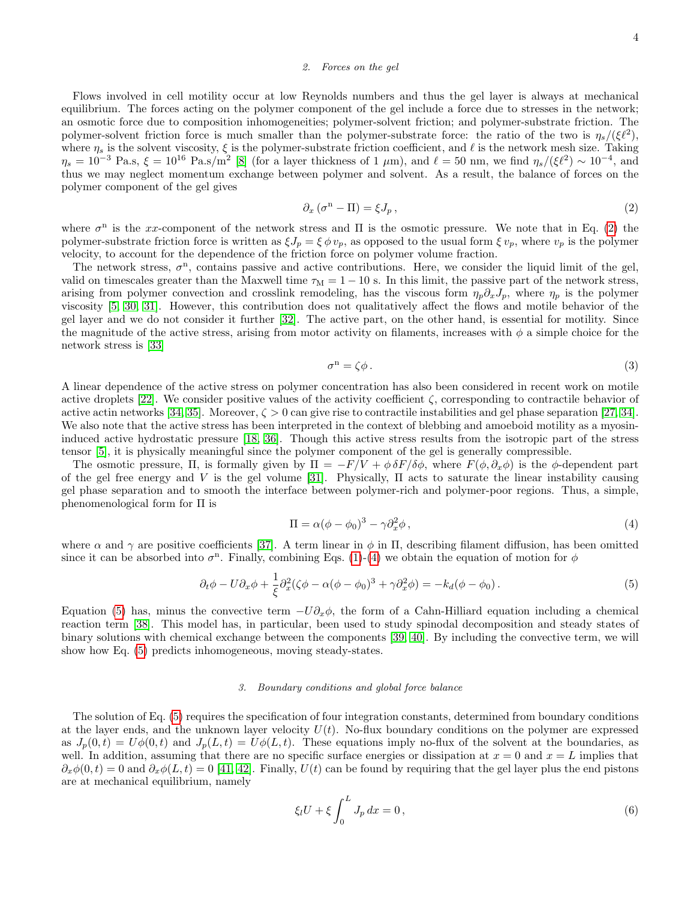### 2. Forces on the gel

Flows involved in cell motility occur at low Reynolds numbers and thus the gel layer is always at mechanical equilibrium. The forces acting on the polymer component of the gel include a force due to stresses in the network; an osmotic force due to composition inhomogeneities; polymer-solvent friction; and polymer-substrate friction. The polymer-solvent friction force is much smaller than the polymer-substrate force: the ratio of the two is $\eta_s/(\xi\ell^2)$, where $\eta_s$ is the solvent viscosity, $\xi$ is the polymer-substrate friction coefficient, and $\ell$ is the network mesh size. Taking $\eta_s = 10^{-3}$ Pa.s, $\xi = 10^{16}$ Pa.s/m$^2$ [8] (for a layer thickness of 1 $\mu$m), and $\ell = 50$ nm, we find $\eta_s/(\xi\ell^2) \sim 10^{-4}$, and thus we may neglect momentum exchange between polymer and solvent. As a result, the balance of forces on the polymer component of the gel gives

$$\partial_x \left(\sigma^{\mathrm{n}} - \Pi\right) = \xi J_p\,, \tag{2}$$

where $\sigma^{\mathrm{n}}$ is the $xx$-component of the network stress and $\Pi$ is the osmotic pressure. We note that in Eq. (2) the polymer-substrate friction force is written as $\xi J_p = \xi\,\phi\,v_p$, as opposed to the usual form $\xi\,v_p$, where $v_p$ is the polymer velocity, to account for the dependence of the friction force on polymer volume fraction.

The network stress, $\sigma^{\mathrm{n}}$, contains passive and active contributions. Here, we consider the liquid limit of the gel, valid on timescales greater than the Maxwell time $\tau_{\mathrm{M}} = 1-10$ s. In this limit, the passive part of the network stress, arising from polymer convection and crosslink remodeling, has the viscous form $\eta_p\partial_x J_p$, where $\eta_p$ is the polymer viscosity [5, 30, 31]. However, this contribution does not qualitatively affect the flows and motile behavior of the gel layer and we do not consider it further [32]. The active part, on the other hand, is essential for motility. Since the magnitude of the active stress, arising from motor activity on filaments, increases with $\phi$ a simple choice for the network stress is [33]

$$\sigma^{\mathrm{n}} = \zeta\phi\,. \tag{3}$$

A linear dependence of the active stress on polymer concentration has also been considered in recent work on motile active droplets [22]. We consider positive values of the activity coefficient $\zeta$, corresponding to contractile behavior of active actin networks [34, 35]. Moreover, $\zeta > 0$ can give rise to contractile instabilities and gel phase separation [27, 34]. We also note that the active stress has been interpreted in the context of blebbing and amoeboid motility as a myosin-induced active hydrostatic pressure [18, 36]. Though this active stress results from the isotropic part of the stress tensor [5], it is physically meaningful since the polymer component of the gel is generally compressible.

The osmotic pressure, $\Pi$, is formally given by $\Pi = -F/V + \phi\,\delta F/\delta\phi$, where $F(\phi,\partial_x\phi)$ is the $\phi$-dependent part of the gel free energy and $V$ is the gel volume [31]. Physically, $\Pi$ acts to saturate the linear instability causing gel phase separation and to smooth the interface between polymer-rich and polymer-poor regions. Thus, a simple, phenomenological form for $\Pi$ is

$$\Pi = \alpha(\phi - \phi_0)^3 - \gamma\partial_x^2\phi\,, \tag{4}$$

where $\alpha$ and $\gamma$ are positive coefficients [37]. A term linear in $\phi$ in $\Pi$, describing filament diffusion, has been omitted since it can be absorbed into $\sigma^{\mathrm{n}}$. Finally, combining Eqs. (1)-(4) we obtain the equation of motion for $\phi$

$$\partial_t\phi - U\partial_x\phi + \frac{1}{\xi}\partial_x^2(\zeta\phi - \alpha(\phi-\phi_0)^3 + \gamma\partial_x^2\phi) = -k_d(\phi - \phi_0)\,. \tag{5}$$

Equation (5) has, minus the convective term $-U\partial_x\phi$, the form of a Cahn-Hilliard equation including a chemical reaction term [38]. This model has, in particular, been used to study spinodal decomposition and steady states of binary solutions with chemical exchange between the components [39, 40]. By including the convective term, we will show how Eq. (5) predicts inhomogeneous, moving steady-states.

### 3. Boundary conditions and global force balance

The solution of Eq. (5) requires the specification of four integration constants, determined from boundary conditions at the layer ends, and the unknown layer velocity $U(t)$. No-flux boundary conditions on the polymer are expressed as $J_p(0,t) = U\phi(0,t)$ and $J_p(L,t) = U\phi(L,t)$. These equations imply no-flux of the solvent at the boundaries, as well. In addition, assuming that there are no specific surface energies or dissipation at $x = 0$ and $x = L$ implies that $\partial_x\phi(0,t) = 0$ and $\partial_x\phi(L,t) = 0$ [41, 42]. Finally, $U(t)$ can be found by requiring that the gel layer plus the end pistons are at mechanical equilibrium, namely

$$\xi_l U + \xi\int_0^L J_p\,dx = 0\,, \tag{6}$$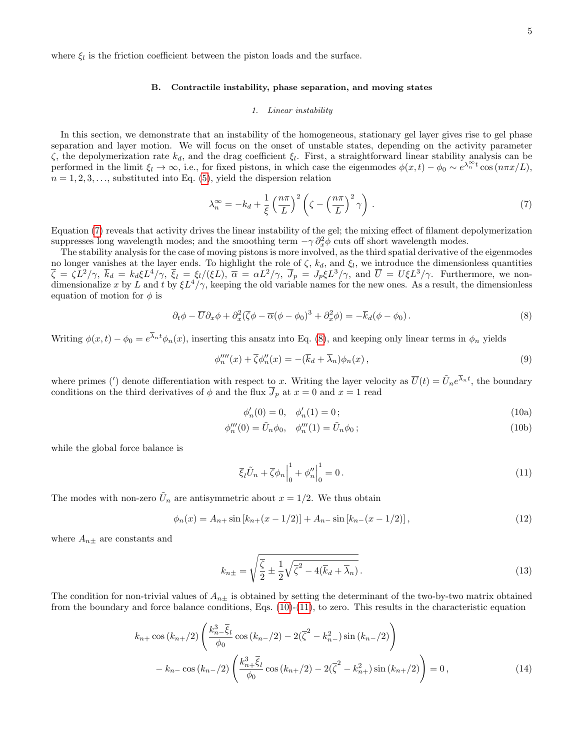where $\xi_l$ is the friction coefficient between the piston loads and the surface.

### B. Contractile instability, phase separation, and moving states

#### 1. Linear instability

In this section, we demonstrate that an instability of the homogeneous, stationary gel layer gives rise to gel phase separation and layer motion. We will focus on the onset of unstable states, depending on the activity parameter $\zeta$, the depolymerization rate $k_d$, and the drag coefficient $\xi_l$. First, a straightforward linear stability analysis can be performed in the limit $\xi_l \to \infty$, i.e., for fixed pistons, in which case the eigenmodes $\phi(x,t) - \phi_0 \sim e^{\lambda_n^\infty t} \cos(n\pi x/L)$, $n = 1, 2, 3, \ldots$, substituted into Eq. (5), yield the dispersion relation

$$\lambda_n^\infty = -k_d + \frac{1}{\xi}\left(\frac{n\pi}{L}\right)^2 \left(\zeta - \left(\frac{n\pi}{L}\right)^2 \gamma\right). \tag{7}$$

Equation (7) reveals that activity drives the linear instability of the gel; the mixing effect of filament depolymerization suppresses long wavelength modes; and the smoothing term $-\gamma\,\partial_x^2\phi$ cuts off short wavelength modes.

The stability analysis for the case of moving pistons is more involved, as the third spatial derivative of the eigenmodes no longer vanishes at the layer ends. To highlight the role of $\zeta$, $k_d$, and $\xi_l$, we introduce the dimensionless quantities $\overline{\zeta} = \zeta L^2/\gamma$, $\overline{k}_d = k_d \xi L^4/\gamma$, $\overline{\xi}_l = \xi_l/(\xi L)$, $\overline{\alpha} = \alpha L^2/\gamma$, $\overline{J}_p = J_p \xi L^3/\gamma$, and $\overline{U} = U\xi L^3/\gamma$. Furthermore, we non-dimensionalize $x$ by $L$ and $t$ by $\xi L^4/\gamma$, keeping the old variable names for the new ones. As a result, the dimensionless equation of motion for $\phi$ is

$$\partial_t \phi - \overline{U}\partial_x \phi + \partial_x^2\left(\overline{\zeta}\phi - \overline{\alpha}(\phi - \phi_0)^3 + \partial_x^2 \phi\right) = -\overline{k}_d(\phi - \phi_0). \tag{8}$$

Writing $\phi(x,t) - \phi_0 = e^{\overline{\lambda}_n t}\phi_n(x)$, inserting this ansatz into Eq. (8), and keeping only linear terms in $\phi_n$ yields

$$\phi_n''''(x) + \overline{\zeta}\phi_n''(x) = -(\overline{k}_d + \overline{\lambda}_n)\phi_n(x), \tag{9}$$

where primes ($'$) denote differentiation with respect to $x$. Writing the layer velocity as $\overline{U}(t) = \tilde{U}_n e^{\overline{\lambda}_n t}$, the boundary conditions on the third derivatives of $\phi$ and the flux $\overline{J}_p$ at $x = 0$ and $x = 1$ read

$$\phi_n'(0) = 0, \quad \phi_n'(1) = 0; \tag{10a}$$

$$\phi_n'''(0) = \tilde{U}_n \phi_0, \quad \phi_n'''(1) = \tilde{U}_n \phi_0; \tag{10b}$$

while the global force balance is

$$\overline{\xi}_l \tilde{U}_n + \overline{\zeta}\phi_n\Big|_0^1 + \phi_n''\Big|_0^1 = 0. \tag{11}$$

The modes with non-zero $\tilde{U}_n$ are antisymmetric about $x = 1/2$. We thus obtain

$$\phi_n(x) = A_{n+}\sin\left[k_{n+}(x - 1/2)\right] + A_{n-}\sin\left[k_{n-}(x - 1/2)\right], \tag{12}$$

where $A_{n\pm}$ are constants and

$$k_{n\pm} = \sqrt{\frac{\overline{\zeta}}{2} \pm \frac{1}{2}\sqrt{\overline{\zeta}^2 - 4(\overline{k}_d + \overline{\lambda}_n)}}. \tag{13}$$

The condition for non-trivial values of $A_{n\pm}$ is obtained by setting the determinant of the two-by-two matrix obtained from the boundary and force balance conditions, Eqs. (10)-(11), to zero. This results in the characteristic equation

$$\begin{aligned}
&k_{n+}\cos(k_{n+}/2)\left(\frac{k_{n-}^3\overline{\xi}_l}{\phi_0}\cos(k_{n-}/2) - 2(\overline{\zeta}^2 - k_{n-}^2)\sin(k_{n-}/2)\right) \\
&\quad - k_{n-}\cos(k_{n-}/2)\left(\frac{k_{n+}^3\overline{\xi}_l}{\phi_0}\cos(k_{n+}/2) - 2(\overline{\zeta}^2 - k_{n+}^2)\sin(k_{n+}/2)\right) = 0,
\end{aligned} \tag{14}$$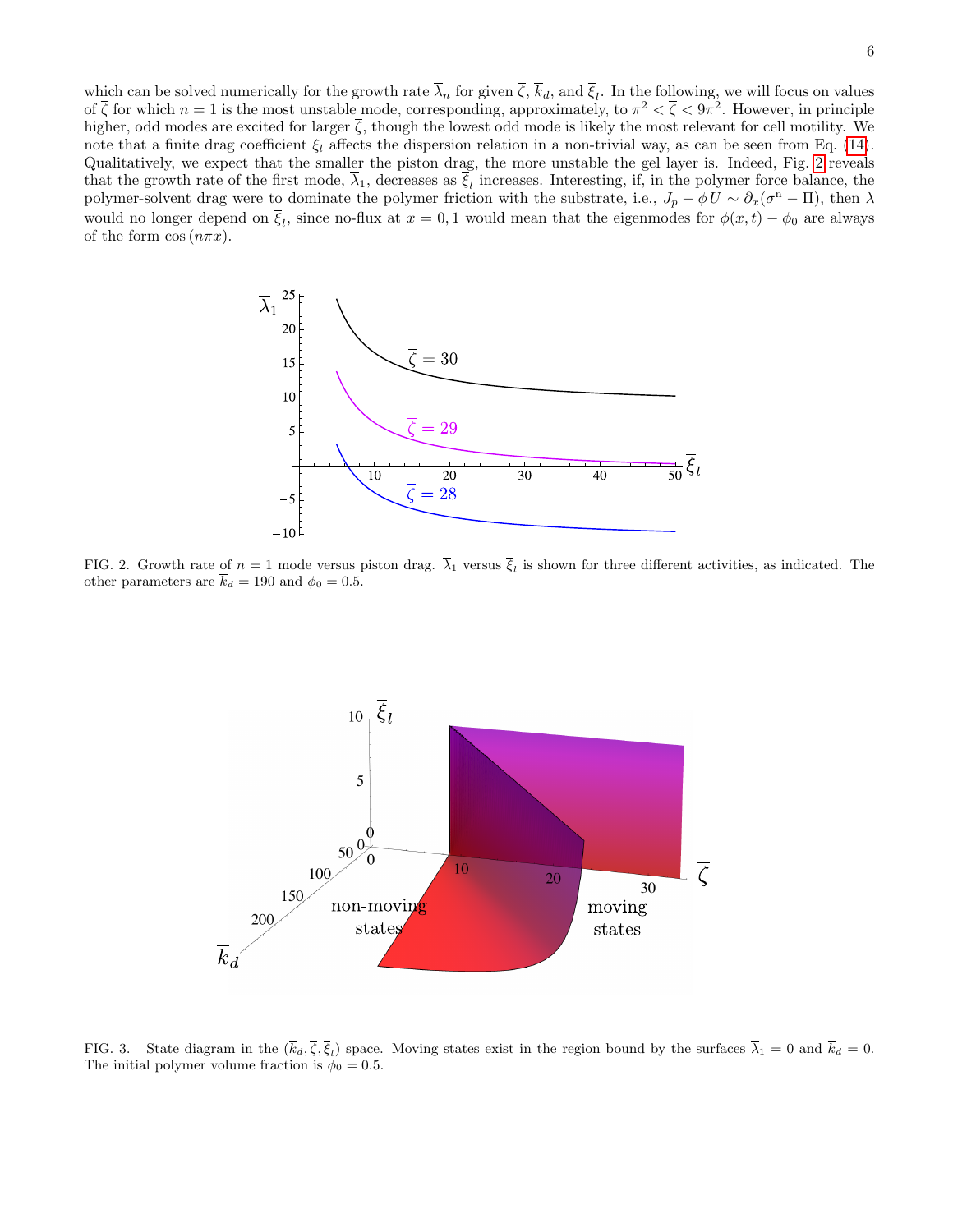which can be solved numerically for the growth rate $\overline{\lambda}_n$ for given $\overline{\zeta}$, $\overline{k}_d$, and $\overline{\xi}_l$. In the following, we will focus on values of $\overline{\zeta}$ for which $n = 1$ is the most unstable mode, corresponding, approximately, to $\pi^2 < \overline{\zeta} < 9\pi^2$. However, in principle higher, odd modes are excited for larger $\overline{\zeta}$, though the lowest odd mode is likely the most relevant for cell motility. We note that a finite drag coefficient $\xi_l$ affects the dispersion relation in a non-trivial way, as can be seen from Eq. (14). Qualitatively, we expect that the smaller the piston drag, the more unstable the gel layer is. Indeed, Fig. 2 reveals that the growth rate of the first mode, $\overline{\lambda}_1$, decreases as $\overline{\xi}_l$ increases. Interesting, if, in the polymer force balance, the polymer-solvent drag were to dominate the polymer friction with the substrate, i.e., $J_p - \phi U \sim \partial_x(\sigma^{\rm n} - \Pi)$, then $\overline{\lambda}$ would no longer depend on $\overline{\xi}_l$, since no-flux at $x = 0, 1$ would mean that the eigenmodes for $\phi(x,t) - \phi_0$ are always of the form $\cos(n\pi x)$.

FIG. 2. Growth rate of $n = 1$ mode versus piston drag. $\overline{\lambda}_1$ versus $\overline{\xi}_l$ is shown for three different activities, as indicated. The other parameters are $\overline{k}_d = 190$ and $\phi_0 = 0.5$.

FIG. 3. State diagram in the $(\overline{k}_d, \overline{\zeta}, \overline{\xi}_l)$ space. Moving states exist in the region bound by the surfaces $\overline{\lambda}_1 = 0$ and $\overline{k}_d = 0$. The initial polymer volume fraction is $\phi_0 = 0.5$.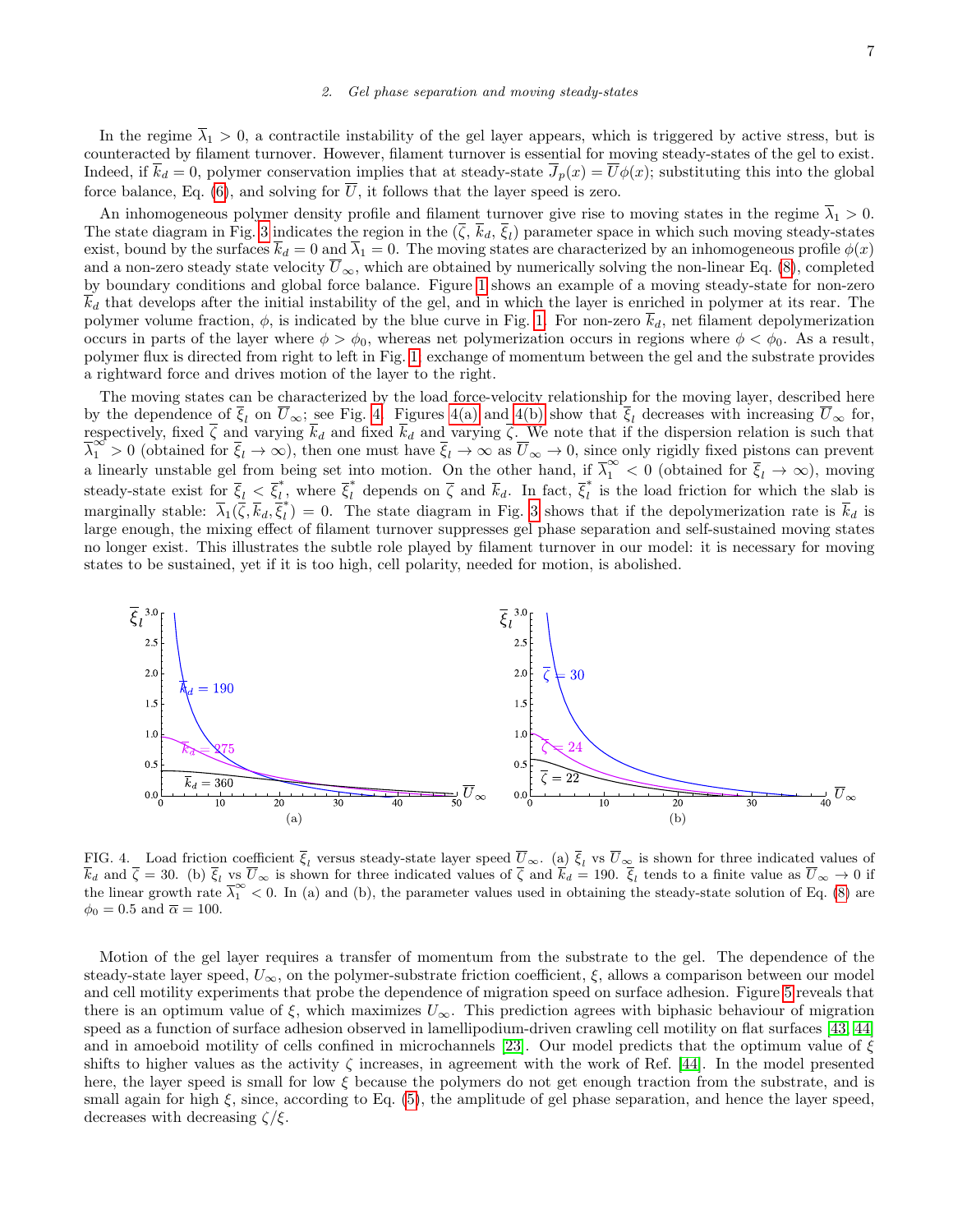### 2. *Gel phase separation and moving steady-states*

In the regime $\overline{\lambda}_1 > 0$, a contractile instability of the gel layer appears, which is triggered by active stress, but is counteracted by filament turnover. However, filament turnover is essential for moving steady-states of the gel to exist. Indeed, if $\overline{k}_d = 0$, polymer conservation implies that at steady-state $\overline{J}_p(x) = \overline{U}\phi(x)$; substituting this into the global force balance, Eq. (6), and solving for $\overline{U}$, it follows that the layer speed is zero.

An inhomogeneous polymer density profile and filament turnover give rise to moving states in the regime $\overline{\lambda}_1 > 0$. The state diagram in Fig. 3 indicates the region in the $(\overline{\zeta}, \overline{k}_d, \overline{\xi}_l)$ parameter space in which such moving steady-states exist, bound by the surfaces $\overline{k}_d = 0$ and $\overline{\lambda}_1 = 0$. The moving states are characterized by an inhomogeneous profile $\phi(x)$ and a non-zero steady state velocity $\overline{U}_\infty$, which are obtained by numerically solving the non-linear Eq. (8), completed by boundary conditions and global force balance. Figure 1 shows an example of a moving steady-state for non-zero $\overline{k}_d$ that develops after the initial instability of the gel, and in which the layer is enriched in polymer at its rear. The polymer volume fraction, $\phi$, is indicated by the blue curve in Fig. 1. For non-zero $\overline{k}_d$, net filament depolymerization occurs in parts of the layer where $\phi > \phi_0$, whereas net polymerization occurs in regions where $\phi < \phi_0$. As a result, polymer flux is directed from right to left in Fig. 1, exchange of momentum between the gel and the substrate provides a rightward force and drives motion of the layer to the right.

The moving states can be characterized by the load force-velocity relationship for the moving layer, described here by the dependence of $\overline{\xi}_l$ on $\overline{U}_\infty$; see Fig. 4. Figures 4(a) and 4(b) show that $\overline{\xi}_l$ decreases with increasing $\overline{U}_\infty$ for, respectively, fixed $\overline{\zeta}$ and varying $\overline{k}_d$ and fixed $\overline{k}_d$ and varying $\overline{\zeta}$. We note that if the dispersion relation is such that $\overline{\lambda}_1^\infty > 0$ (obtained for $\overline{\xi}_l \to \infty$), then one must have $\overline{\xi}_l \to \infty$ as $\overline{U}_\infty \to 0$, since only rigidly fixed pistons can prevent a linearly unstable gel from being set into motion. On the other hand, if $\overline{\lambda}_1^\infty < 0$ (obtained for $\overline{\xi}_l \to \infty$), moving steady-state exist for $\overline{\xi}_l < \overline{\xi}_l^*$, where $\overline{\xi}_l^*$ depends on $\overline{\zeta}$ and $\overline{k}_d$. In fact, $\overline{\xi}_l^*$ is the load friction for which the slab is marginally stable: $\overline{\lambda}_1(\overline{\zeta}, \overline{k}_d, \overline{\xi}_l^*) = 0$. The state diagram in Fig. 3 shows that if the depolymerization rate is $\overline{k}_d$ is large enough, the mixing effect of filament turnover suppresses gel phase separation and self-sustained moving states no longer exist. This illustrates the subtle role played by filament turnover in our model: it is necessary for moving states to be sustained, yet if it is too high, cell polarity, needed for motion, is abolished.

FIG. 4. Load friction coefficient $\overline{\xi}_l$ versus steady-state layer speed $\overline{U}_\infty$. (a) $\overline{\xi}_l$ vs $\overline{U}_\infty$ is shown for three indicated values of $\overline{k}_d$ and $\overline{\zeta} = 30$. (b) $\overline{\xi}_l$ vs $\overline{U}_\infty$ is shown for three indicated values of $\overline{\zeta}$ and $\overline{k}_d = 190$. $\overline{\xi}_l$ tends to a finite value as $\overline{U}_\infty \to 0$ if the linear growth rate $\overline{\lambda}_1^\infty < 0$. In (a) and (b), the parameter values used in obtaining the steady-state solution of Eq. (8) are $\phi_0 = 0.5$ and $\overline{\alpha} = 100$.

Motion of the gel layer requires a transfer of momentum from the substrate to the gel. The dependence of the steady-state layer speed, $U_\infty$, on the polymer-substrate friction coefficient, $\xi$, allows a comparison between our model and cell motility experiments that probe the dependence of migration speed on surface adhesion. Figure 5 reveals that there is an optimum value of $\xi$, which maximizes $U_\infty$. This prediction agrees with biphasic behaviour of migration speed as a function of surface adhesion observed in lamellipodium-driven crawling cell motility on flat surfaces [43, 44] and in amoeboid motility of cells confined in microchannels [23]. Our model predicts that the optimum value of $\xi$ shifts to higher values as the activity $\zeta$ increases, in agreement with the work of Ref. [44]. In the model presented here, the layer speed is small for low $\xi$ because the polymers do not get enough traction from the substrate, and is small again for high $\xi$, since, according to Eq. (5), the amplitude of gel phase separation, and hence the layer speed, decreases with decreasing $\zeta/\xi$.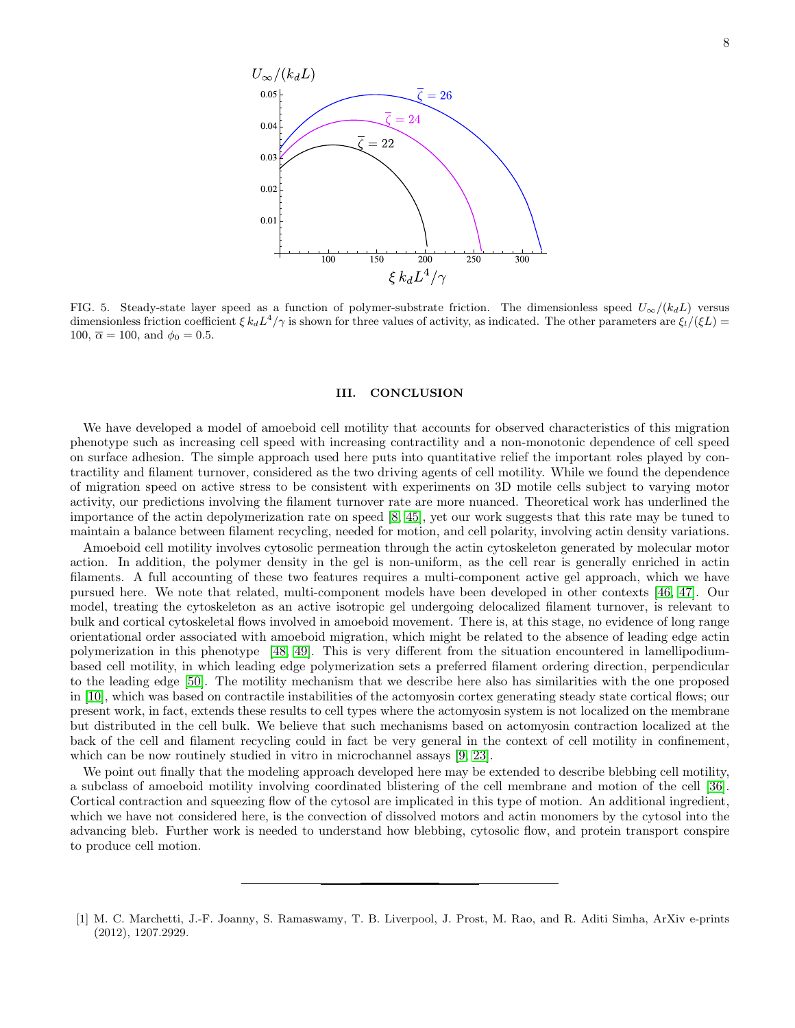FIG. 5. Steady-state layer speed as a function of polymer-substrate friction. The dimensionless speed $U_\infty/(k_d L)$ versus dimensionless friction coefficient $\xi\, k_d L^4/\gamma$ is shown for three values of activity, as indicated. The other parameters are $\xi_l/(\xi L) = 100$, $\overline{\alpha} = 100$, and $\phi_0 = 0.5$.

## III. CONCLUSION

We have developed a model of amoeboid cell motility that accounts for observed characteristics of this migration phenotype such as increasing cell speed with increasing contractility and a non-monotonic dependence of cell speed on surface adhesion. The simple approach used here puts into quantitative relief the important roles played by contractility and filament turnover, considered as the two driving agents of cell motility. While we found the dependence of migration speed on active stress to be consistent with experiments on 3D motile cells subject to varying motor activity, our predictions involving the filament turnover rate are more nuanced. Theoretical work has underlined the importance of the actin depolymerization rate on speed [8, 45], yet our work suggests that this rate may be tuned to maintain a balance between filament recycling, needed for motion, and cell polarity, involving actin density variations.

Amoeboid cell motility involves cytosolic permeation through the actin cytoskeleton generated by molecular motor action. In addition, the polymer density in the gel is non-uniform, as the cell rear is generally enriched in actin filaments. A full accounting of these two features requires a multi-component active gel approach, which we have pursued here. We note that related, multi-component models have been developed in other contexts [46, 47]. Our model, treating the cytoskeleton as an active isotropic gel undergoing delocalized filament turnover, is relevant to bulk and cortical cytoskeletal flows involved in amoeboid movement. There is, at this stage, no evidence of long range orientational order associated with amoeboid migration, which might be related to the absence of leading edge actin polymerization in this phenotype [48, 49]. This is very different from the situation encountered in lamellipodium-based cell motility, in which leading edge polymerization sets a preferred filament ordering direction, perpendicular to the leading edge [50]. The motility mechanism that we describe here also has similarities with the one proposed in [10], which was based on contractile instabilities of the actomyosin cortex generating steady state cortical flows; our present work, in fact, extends these results to cell types where the actomyosin system is not localized on the membrane but distributed in the cell bulk. We believe that such mechanisms based on actomyosin contraction localized at the back of the cell and filament recycling could in fact be very general in the context of cell motility in confinement, which can be now routinely studied in vitro in microchannel assays [9, 23].

We point out finally that the modeling approach developed here may be extended to describe blebbing cell motility, a subclass of amoeboid motility involving coordinated blistering of the cell membrane and motion of the cell [36]. Cortical contraction and squeezing flow of the cytosol are implicated in this type of motion. An additional ingredient, which we have not considered here, is the convection of dissolved motors and actin monomers by the cytosol into the advancing bleb. Further work is needed to understand how blebbing, cytosolic flow, and protein transport conspire to produce cell motion.

---

[1] M. C. Marchetti, J.-F. Joanny, S. Ramaswamy, T. B. Liverpool, J. Prost, M. Rao, and R. Aditi Simha, ArXiv e-prints (2012), 1207.2929.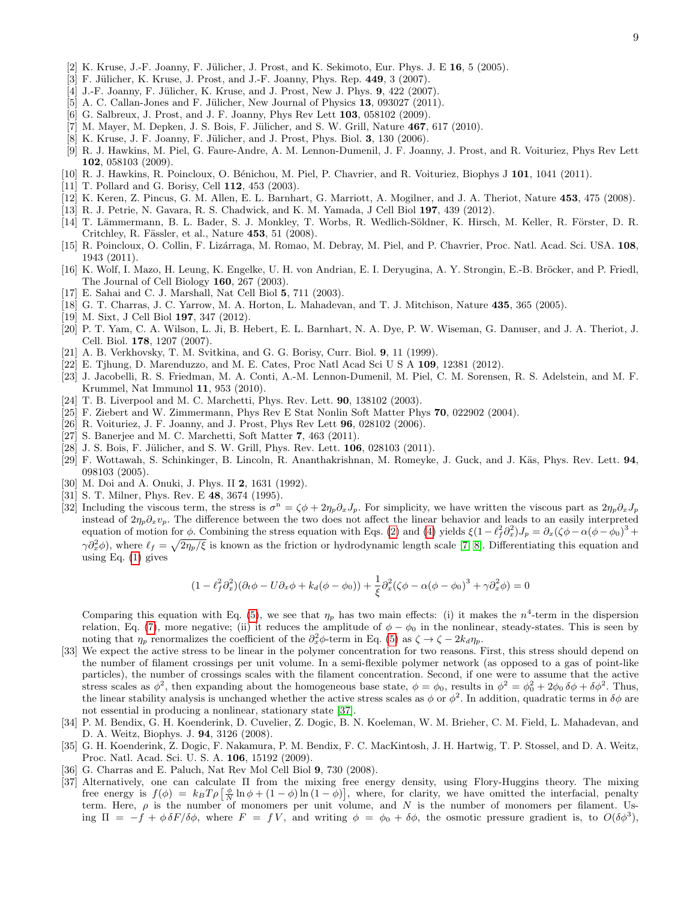[2] K. Kruse, J.-F. Joanny, F. Jülicher, J. Prost, and K. Sekimoto, Eur. Phys. J. E **16**, 5 (2005).

[3] F. Jülicher, K. Kruse, J. Prost, and J.-F. Joanny, Phys. Rep. **449**, 3 (2007).

[4] J.-F. Joanny, F. Jülicher, K. Kruse, and J. Prost, New J. Phys. **9**, 422 (2007).

[5] A. C. Callan-Jones and F. Jülicher, New Journal of Physics **13**, 093027 (2011).

[6] G. Salbreux, J. Prost, and J. F. Joanny, Phys Rev Lett **103**, 058102 (2009).

[7] M. Mayer, M. Depken, J. S. Bois, F. Jülicher, and S. W. Grill, Nature **467**, 617 (2010).

[8] K. Kruse, J. F. Joanny, F. Jülicher, and J. Prost, Phys. Biol. **3**, 130 (2006).

[9] R. J. Hawkins, M. Piel, G. Faure-Andre, A. M. Lennon-Dumenil, J. F. Joanny, J. Prost, and R. Voituriez, Phys Rev Lett **102**, 058103 (2009).

[10] R. J. Hawkins, R. Poincloux, O. Bénichou, M. Piel, P. Chavrier, and R. Voituriez, Biophys J **101**, 1041 (2011).

[11] T. Pollard and G. Borisy, Cell **112**, 453 (2003).

[12] K. Keren, Z. Pincus, G. M. Allen, E. L. Barnhart, G. Marriott, A. Mogilner, and J. A. Theriot, Nature **453**, 475 (2008).

[13] R. J. Petrie, N. Gavara, R. S. Chadwick, and K. M. Yamada, J Cell Biol **197**, 439 (2012).

[14] T. Lämmermann, B. L. Bader, S. J. Monkley, T. Worbs, R. Wedlich-Söldner, K. Hirsch, M. Keller, R. Förster, D. R. Critchley, R. Fässler, et al., Nature **453**, 51 (2008).

[15] R. Poincloux, O. Collin, F. Lizárraga, M. Romao, M. Debray, M. Piel, and P. Chavrier, Proc. Natl. Acad. Sci. USA. **108**, 1943 (2011).

[16] K. Wolf, I. Mazo, H. Leung, K. Engelke, U. H. von Andrian, E. I. Deryugina, A. Y. Strongin, E.-B. Bröcker, and P. Friedl, The Journal of Cell Biology **160**, 267 (2003).

[17] E. Sahai and C. J. Marshall, Nat Cell Biol **5**, 711 (2003).

[18] G. T. Charras, J. C. Yarrow, M. A. Horton, L. Mahadevan, and T. J. Mitchison, Nature **435**, 365 (2005).

[19] M. Sixt, J Cell Biol **197**, 347 (2012).

[20] P. T. Yam, C. A. Wilson, L. Ji, B. Hebert, E. L. Barnhart, N. A. Dye, P. W. Wiseman, G. Danuser, and J. A. Theriot, J. Cell. Biol. **178**, 1207 (2007).

[21] A. B. Verkhovsky, T. M. Svitkina, and G. G. Borisy, Curr. Biol. **9**, 11 (1999).

[22] E. Tjhung, D. Marenduzzo, and M. E. Cates, Proc Natl Acad Sci U S A **109**, 12381 (2012).

[23] J. Jacobelli, R. S. Friedman, M. A. Conti, A.-M. Lennon-Dumenil, M. Piel, C. M. Sorensen, R. S. Adelstein, and M. F. Krummel, Nat Immunol **11**, 953 (2010).

[24] T. B. Liverpool and M. C. Marchetti, Phys. Rev. Lett. **90**, 138102 (2003).

[25] F. Ziebert and W. Zimmermann, Phys Rev E Stat Nonlin Soft Matter Phys **70**, 022902 (2004).

[26] R. Voituriez, J. F. Joanny, and J. Prost, Phys Rev Lett **96**, 028102 (2006).

[27] S. Banerjee and M. C. Marchetti, Soft Matter **7**, 463 (2011).

[28] J. S. Bois, F. Jülicher, and S. W. Grill, Phys. Rev. Lett. **106**, 028103 (2011).

[29] F. Wottawah, S. Schinkinger, B. Lincoln, R. Ananthakrishnan, M. Romeyke, J. Guck, and J. Käs, Phys. Rev. Lett. **94**, 098103 (2005).

[30] M. Doi and A. Onuki, J. Phys. II **2**, 1631 (1992).

[31] S. T. Milner, Phys. Rev. E **48**, 3674 (1995).

[32] Including the viscous term, the stress is $\sigma^{\rm n} = \zeta\phi + 2\eta_p\partial_x J_p$. For simplicity, we have written the viscous part as $2\eta_p\partial_x J_p$ instead of $2\eta_p\partial_x v_p$. The difference between the two does not affect the linear behavior and leads to an easily interpreted equation of motion for $\phi$. Combining the stress equation with Eqs. (2) and (4) yields $\xi(1-\ell_f^2\partial_x^2)J_p = \partial_x(\zeta\phi - \alpha(\phi-\phi_0)^3 + \gamma\partial_x^2\phi)$, where $\ell_f = \sqrt{2\eta_p/\xi}$ is known as the friction or hydrodynamic length scale [7, 8]. Differentiating this equation and using Eq. (1) gives

$$(1-\ell_f^2\partial_x^2)(\partial_t\phi - U\partial_x\phi + k_d(\phi-\phi_0)) + \frac{1}{\xi}\partial_x^2(\zeta\phi - \alpha(\phi-\phi_0)^3 + \gamma\partial_x^2\phi) = 0$$

Comparing this equation with Eq. (5), we see that $\eta_p$ has two main effects: (i) it makes the $n^4$-term in the dispersion relation, Eq. (7), more negative; (ii) it reduces the amplitude of $\phi - \phi_0$ in the nonlinear, steady-states. This is seen by noting that $\eta_p$ renormalizes the coefficient of the $\partial_x^2\phi$-term in Eq. (5) as $\zeta \to \zeta - 2k_d\eta_p$.

[33] We expect the active stress to be linear in the polymer concentration for two reasons. First, this stress should depend on the number of filament crossings per unit volume. In a semi-flexible polymer network (as opposed to a gas of point-like particles), the number of crossings scales with the filament concentration. Second, if one were to assume that the active stress scales as $\phi^2$, then expanding about the homogeneous base state, $\phi = \phi_0$, results in $\phi^2 = \phi_0^2 + 2\phi_0\,\delta\phi + \delta\phi^2$. Thus, the linear stability analysis is unchanged whether the active stress scales as $\phi$ or $\phi^2$. In addition, quadratic terms in $\delta\phi$ are not essential in producing a nonlinear, stationary state [37].

[34] P. M. Bendix, G. H. Koenderink, D. Cuvelier, Z. Dogic, B. N. Koeleman, W. M. Brieher, C. M. Field, L. Mahadevan, and D. A. Weitz, Biophys. J. **94**, 3126 (2008).

[35] G. H. Koenderink, Z. Dogic, F. Nakamura, P. M. Bendix, F. C. MacKintosh, J. H. Hartwig, T. P. Stossel, and D. A. Weitz, Proc. Natl. Acad. Sci. U. S. A. **106**, 15192 (2009).

[36] G. Charras and E. Paluch, Nat Rev Mol Cell Biol **9**, 730 (2008).

[37] Alternatively, one can calculate $\Pi$ from the mixing free energy density, using Flory-Huggins theory. The mixing free energy is $f(\phi) = k_BT\rho\left[\frac{\phi}{N}\ln\phi + (1-\phi)\ln(1-\phi)\right]$, where, for clarity, we have omitted the interfacial, penalty term. Here, $\rho$ is the number of monomers per unit volume, and $N$ is the number of monomers per filament. Using $\Pi = -f + \phi\,\delta F/\delta\phi$, where $F = fV$, and writing $\phi = \phi_0 + \delta\phi$, the osmotic pressure gradient is, to $O(\delta\phi^3)$,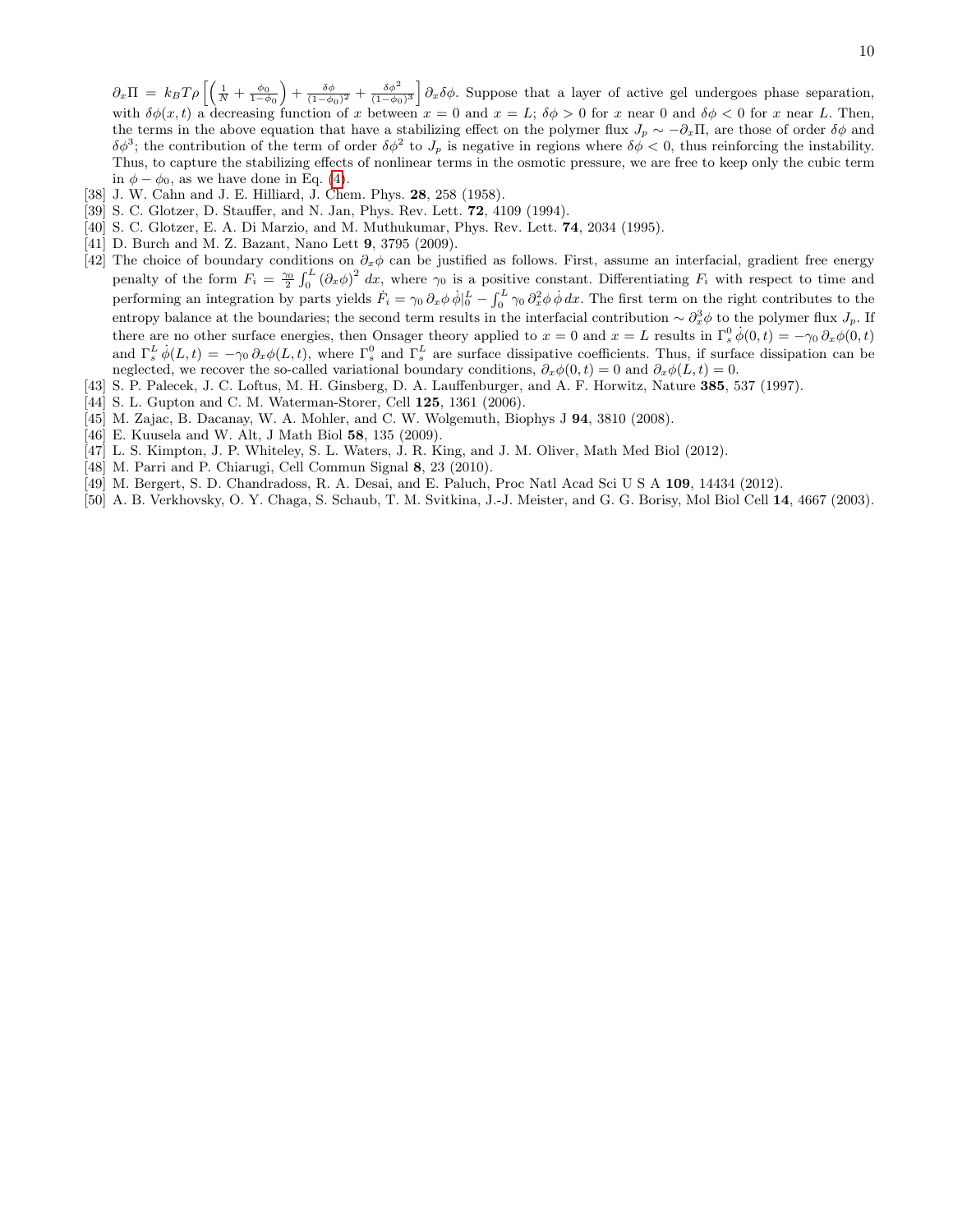$\partial_x \Pi = k_B T \rho \left[ \left( \frac{1}{N} + \frac{\phi_0}{1-\phi_0} \right) + \frac{\delta\phi}{(1-\phi_0)^2} + \frac{\delta\phi^2}{(1-\phi_0)^3} \right] \partial_x \delta\phi$. Suppose that a layer of active gel undergoes phase separation, with $\delta\phi(x,t)$ a decreasing function of $x$ between $x=0$ and $x=L$; $\delta\phi > 0$ for $x$ near 0 and $\delta\phi < 0$ for $x$ near $L$. Then, the terms in the above equation that have a stabilizing effect on the polymer flux $J_p \sim -\partial_x \Pi$, are those of order $\delta\phi$ and $\delta\phi^3$; the contribution of the term of order $\delta\phi^2$ to $J_p$ is negative in regions where $\delta\phi < 0$, thus reinforcing the instability. Thus, to capture the stabilizing effects of nonlinear terms in the osmotic pressure, we are free to keep only the cubic term in $\phi - \phi_0$, as we have done in Eq. (4).

- [38] J. W. Cahn and J. E. Hilliard, J. Chem. Phys. **28**, 258 (1958).
- [39] S. C. Glotzer, D. Stauffer, and N. Jan, Phys. Rev. Lett. **72**, 4109 (1994).
- [40] S. C. Glotzer, E. A. Di Marzio, and M. Muthukumar, Phys. Rev. Lett. **74**, 2034 (1995).
- [41] D. Burch and M. Z. Bazant, Nano Lett **9**, 3795 (2009).
- [42] The choice of boundary conditions on $\partial_x \phi$ can be justified as follows. First, assume an interfacial, gradient free energy penalty of the form $F_i = \frac{\gamma_0}{2} \int_0^L (\partial_x \phi)^2 \, dx$, where $\gamma_0$ is a positive constant. Differentiating $F_i$ with respect to time and performing an integration by parts yields $\dot{F}_i = \gamma_0 \, \partial_x \phi \, \dot{\phi}|_0^L - \int_0^L \gamma_0 \, \partial_x^2 \phi \, \dot{\phi} \, dx$. The first term on the right contributes to the entropy balance at the boundaries; the second term results in the interfacial contribution $\sim \partial_x^3 \phi$ to the polymer flux $J_p$. If there are no other surface energies, then Onsager theory applied to $x=0$ and $x=L$ results in $\Gamma_s^0 \, \dot{\phi}(0,t) = -\gamma_0 \, \partial_x \phi(0,t)$ and $\Gamma_s^L \, \dot{\phi}(L,t) = -\gamma_0 \, \partial_x \phi(L,t)$, where $\Gamma_s^0$ and $\Gamma_s^L$ are surface dissipative coefficients. Thus, if surface dissipation can be neglected, we recover the so-called variational boundary conditions, $\partial_x \phi(0,t) = 0$ and $\partial_x \phi(L,t) = 0$.
- [43] S. P. Palecek, J. C. Loftus, M. H. Ginsberg, D. A. Lauffenburger, and A. F. Horwitz, Nature **385**, 537 (1997).
- [44] S. L. Gupton and C. M. Waterman-Storer, Cell **125**, 1361 (2006).
- [45] M. Zajac, B. Dacanay, W. A. Mohler, and C. W. Wolgemuth, Biophys J **94**, 3810 (2008).
- [46] E. Kuusela and W. Alt, J Math Biol **58**, 135 (2009).
- [47] L. S. Kimpton, J. P. Whiteley, S. L. Waters, J. R. King, and J. M. Oliver, Math Med Biol (2012).
- [48] M. Parri and P. Chiarugi, Cell Commun Signal **8**, 23 (2010).
- [49] M. Bergert, S. D. Chandradoss, R. A. Desai, and E. Paluch, Proc Natl Acad Sci U S A **109**, 14434 (2012).
- [50] A. B. Verkhovsky, O. Y. Chaga, S. Schaub, T. M. Svitkina, J.-J. Meister, and G. G. Borisy, Mol Biol Cell **14**, 4667 (2003).